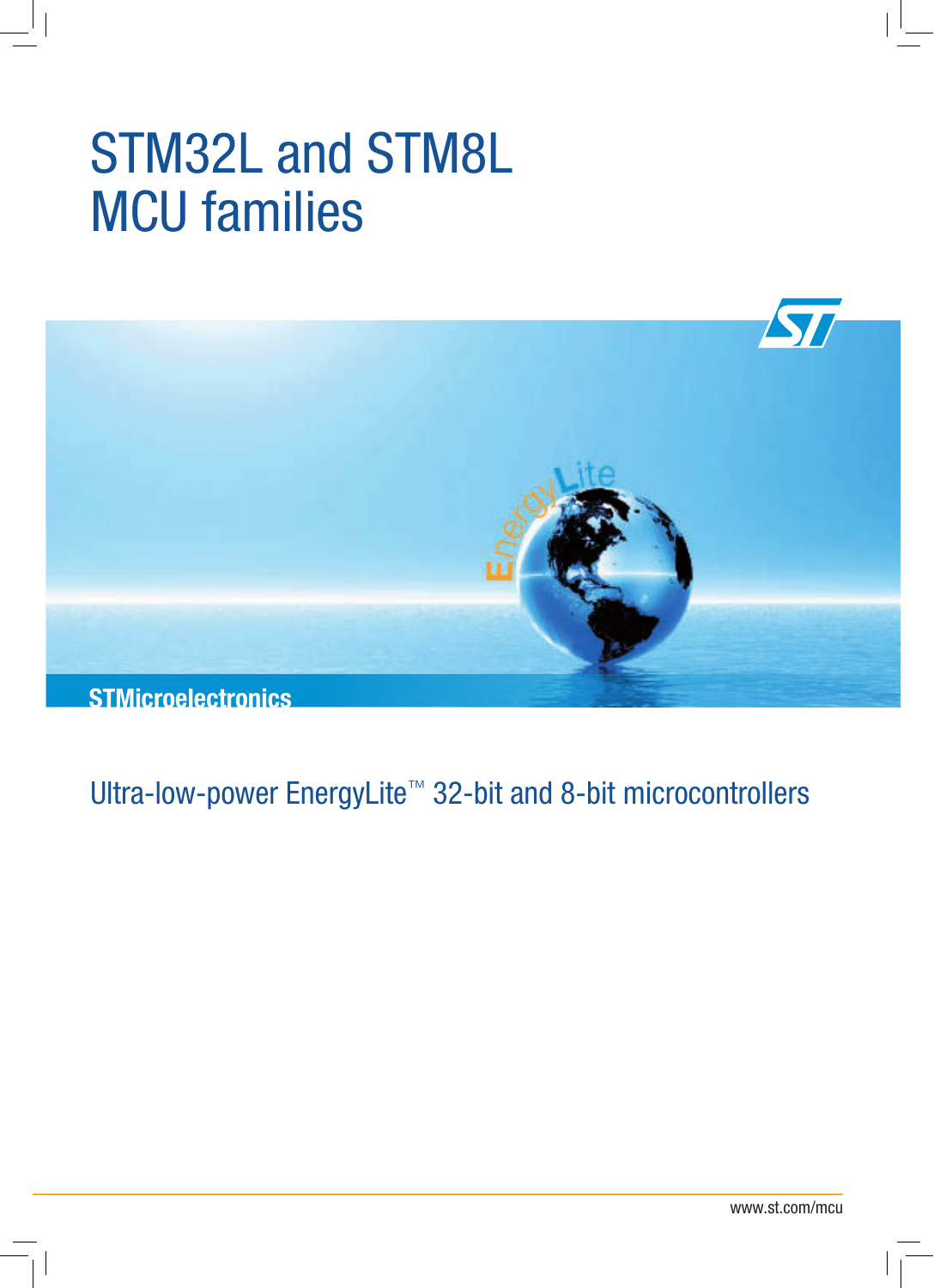# STM32L and STM8L MCU families

**STMicroelectronics**

## Ultra-low-power EnergyLite™ 32-bit and 8-bit microcontrollers

www.st.com/mcu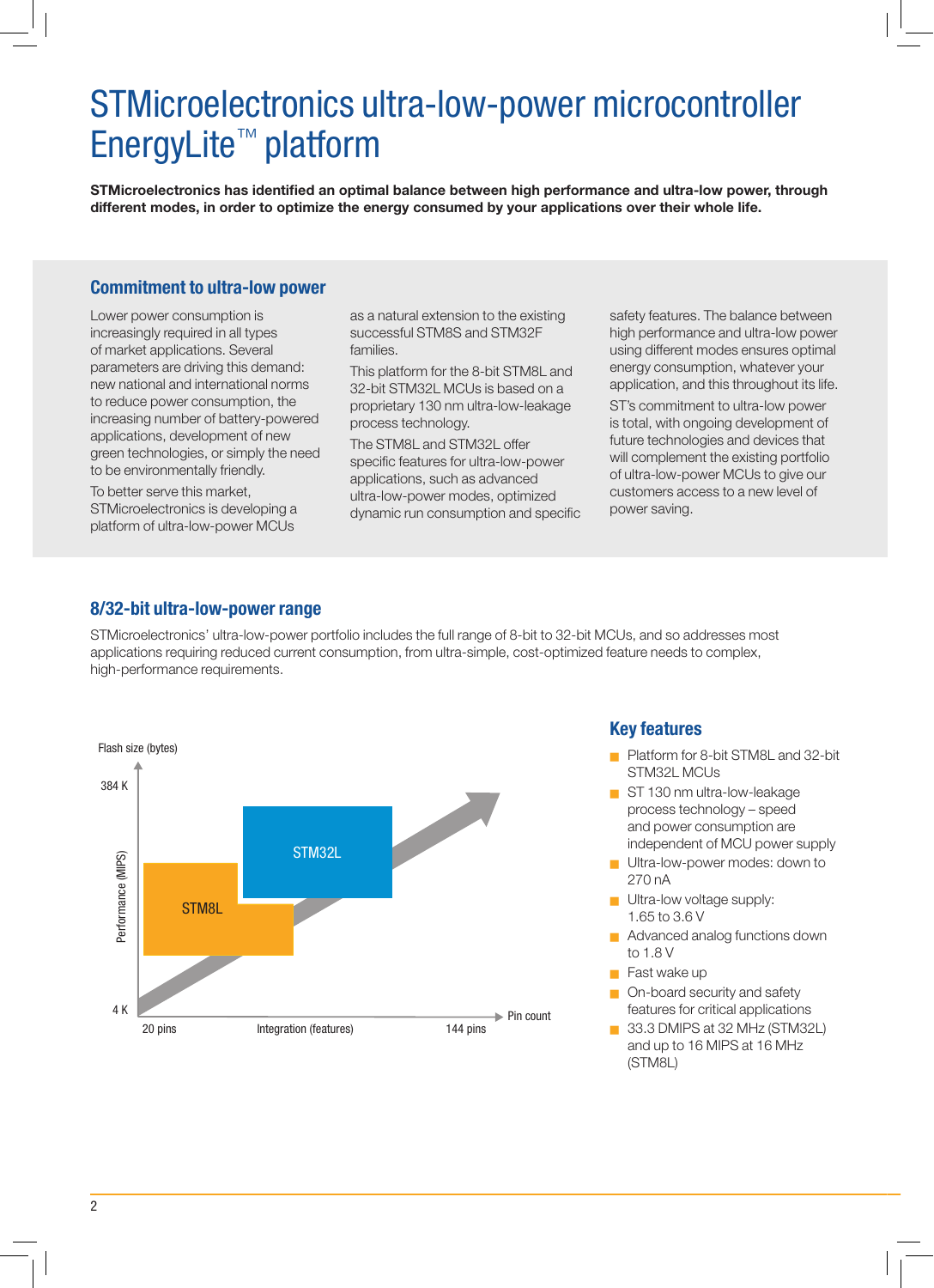# STMicroelectronics ultra-low-power microcontroller EnergyLite™ platform

**STMicroelectronics has identified an optimal balance between high performance and ultra-low power, through different modes, in order to optimize the energy consumed by your applications over their whole life.**

## Commitment to ultra-low power

Lower power consumption is increasingly required in all types of market applications. Several parameters are driving this demand: new national and international norms to reduce power consumption, the increasing number of battery-powered applications, development of new green technologies, or simply the need to be environmentally friendly.

To better serve this market, STMicroelectronics is developing a platform of ultra-low-power MCUs as a natural extension to the existing successful STM8S and STM32F families.

This platform for the 8-bit STM8L and 32-bit STM32L MCUs is based on a proprietary 130 nm ultra-low-leakage process technology.

The STM8L and STM32L offer specific features for ultra-low-power applications, such as advanced ultra-low-power modes, optimized dynamic run consumption and specific safety features. The balance between high performance and ultra-low power using different modes ensures optimal energy consumption, whatever your application, and this throughout its life.

ST's commitment to ultra-low power is total, with ongoing development of future technologies and devices that will complement the existing portfolio of ultra-low-power MCUs to give our customers access to a new level of power saving.

## 8/32-bit ultra-low-power range

STMicroelectronics' ultra-low-power portfolio includes the full range of 8-bit to 32-bit MCUs, and so addresses most applications requiring reduced current consumption, from ultra-simple, cost-optimized feature needs to complex, high-performance requirements.

Flash size (bytes)

384 K

Performance (MIPS)

STM32L

STM8L

4 K

20 pins — Integration (features) — 144 pins — Pin count

## Key features

- Platform for 8-bit STM8L and 32-bit STM32L MCUs
- ST 130 nm ultra-low-leakage process technology – speed and power consumption are independent of MCU power supply
- Ultra-low-power modes: down to 270 nA
- Ultra-low voltage supply: 1.65 to 3.6 V
- Advanced analog functions down to 1.8 V
- Fast wake up
- On-board security and safety features for critical applications
- 33.3 DMIPS at 32 MHz (STM32L) and up to 16 MIPS at 16 MHz (STM8L)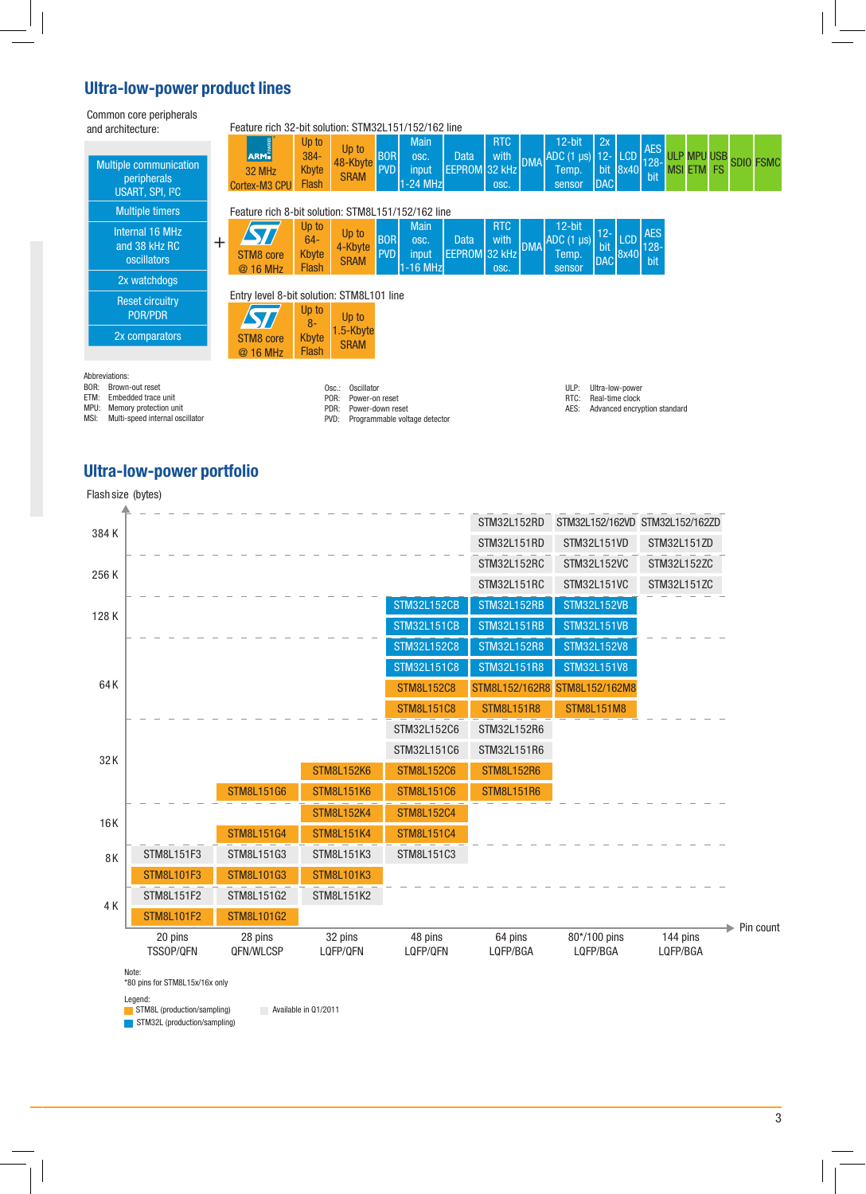## Ultra-low-power product lines

Common core peripherals and architecture:

- Multiple communication peripherals USART, SPI, I²C
- Multiple timers
- Internal 16 MHz and 38 kHz RC oscillators
- 2x watchdogs
- Reset circuitry POR/PDR
- 2x comparators

+

**Feature rich 32-bit solution: STM32L151/152/162 line**

| ARM 32 MHz Cortex-M3 CPU | Up to 384-Kbyte Flash | Up to 48-Kbyte SRAM | BOR PVD | Main osc. input 1-24 MHz | Data EEPROM | RTC with 32 kHz osc. | DMA | 12-bit ADC (1 µs) Temp. sensor | 2x 12-bit DAC | LCD 8x40 | AES 128-bit | ULP MSI | MPU ETM | USB FS | SDIO | FSMC |
|---|---|---|---|---|---|---|---|---|---|---|---|---|---|---|---|---|

**Feature rich 8-bit solution: STM8L151/152/162 line**

| STM8 core @ 16 MHz | Up to 64-Kbyte Flash | Up to 4-Kbyte SRAM | BOR PVD | Main osc. input 1-16 MHz | Data EEPROM | RTC with 32 kHz osc. | DMA | 12-bit ADC (1 µs) Temp. sensor | 12-bit DAC | LCD 8x40 | AES 128-bit |
|---|---|---|---|---|---|---|---|---|---|---|---|

**Entry level 8-bit solution: STM8L101 line**

| STM8 core @ 16 MHz | Up to 8-Kbyte Flash | Up to 1.5-Kbyte SRAM |
|---|---|---|

Abbreviations:

- BOR: Brown-out reset
- ETM: Embedded trace unit
- MPU: Memory protection unit
- MSI: Multi-speed internal oscillator
- Osc.: Oscillator
- POR: Power-on reset
- PDR: Power-down reset
- PVD: Programmable voltage detector
- ULP: Ultra-low-power
- RTC: Real-time clock
- AES: Advanced encryption standard

## Ultra-low-power portfolio

| Flash size (bytes) | 20 pins TSSOP/QFN | 28 pins QFN/WLCSP | 32 pins LQFP/QFN | 48 pins LQFP/QFN | 64 pins LQFP/BGA | 80*/100 pins LQFP/BGA | 144 pins LQFP/BGA |
|---|---|---|---|---|---|---|---|
| 384 K | | | | | STM32L152RD | STM32L152/162VD | STM32L152/162ZD |
| 384 K | | | | | STM32L151RD | STM32L151VD | STM32L151ZD |
| 256 K | | | | | STM32L152RC | STM32L152VC | STM32L152ZC |
| 256 K | | | | | STM32L151RC | STM32L151VC | STM32L151ZC |
| 128 K | | | | STM32L152CB | STM32L152RB | STM32L152VB | |
| 128 K | | | | STM32L151CB | STM32L151RB | STM32L151VB | |
| 64 K | | | | STM32L152C8 | STM32L152R8 | STM32L152V8 | |
| 64 K | | | | STM32L151C8 | STM32L151R8 | STM32L151V8 | |
| 64 K | | | | STM8L152C8 | STM8L152/162R8 | STM8L152/162M8 | |
| 64 K | | | | STM8L151C8 | STM8L151R8 | STM8L151M8 | |
| 32 K | | | | STM32L152C6 | STM32L152R6 | | |
| 32 K | | | | STM32L151C6 | STM32L151R6 | | |
| 32 K | | | STM8L152K6 | STM8L152C6 | STM8L152R6 | | |
| 32 K | | STM8L151G6 | STM8L151K6 | STM8L151C6 | STM8L151R6 | | |
| 16 K | | | STM8L152K4 | STM8L152C4 | | | |
| 16 K | | STM8L151G4 | STM8L151K4 | STM8L151C4 | | | |
| 8 K | STM8L151F3 | STM8L151G3 | STM8L151K3 | STM8L151C3 | | | |
| 8 K | STM8L101F3 | STM8L101G3 | STM8L101K3 | | | | |
| 4 K | STM8L151F2 | STM8L151G2 | STM8L151K2 | | | | |
| 4 K | STM8L101F2 | STM8L101G2 | | | | | |

Pin count

Note:
*80 pins for STM8L15x/16x only

Legend:
- STM8L (production/sampling)
- STM32L (production/sampling)
- Available in Q1/2011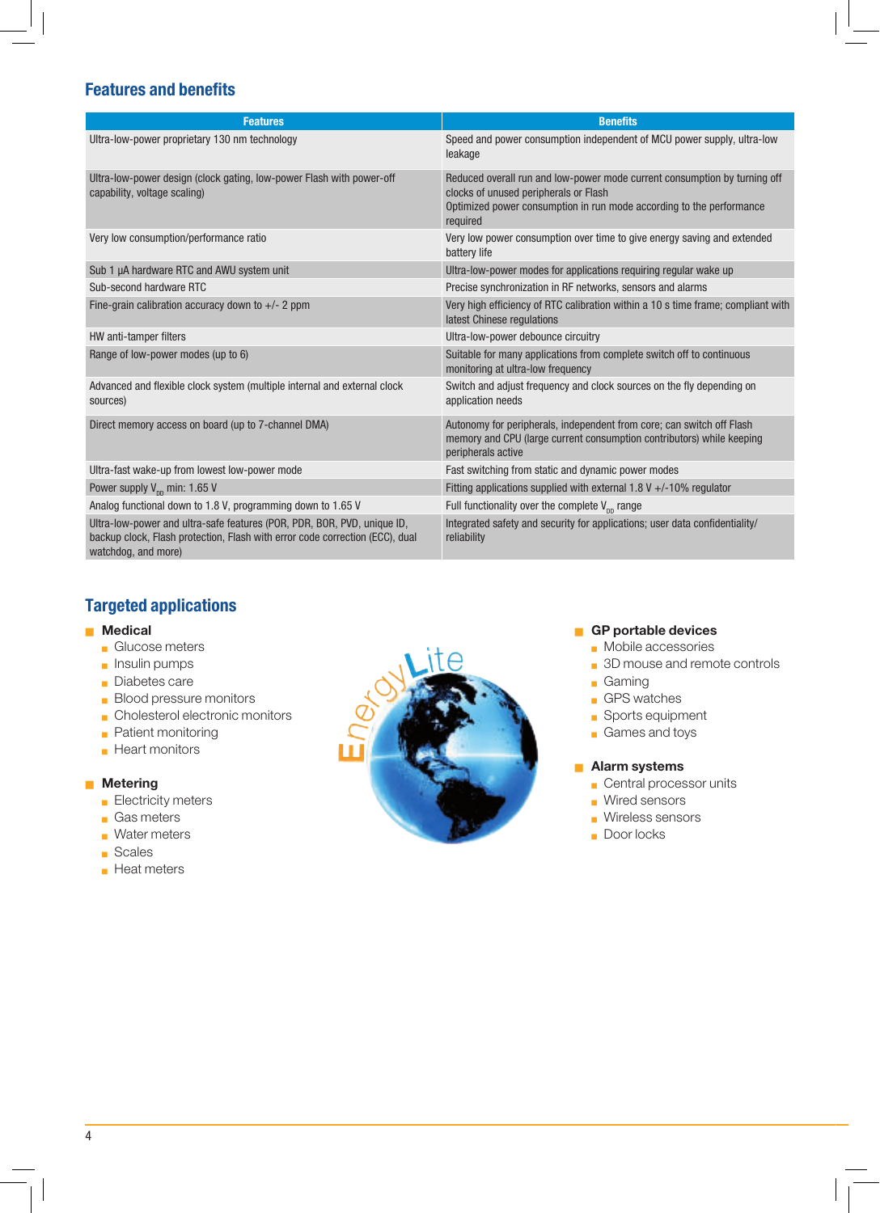## Features and benefits

| Features | Benefits |
|---|---|
| Ultra-low-power proprietary 130 nm technology | Speed and power consumption independent of MCU power supply, ultra-low leakage |
| Ultra-low-power design (clock gating, low-power Flash with power-off capability, voltage scaling) | Reduced overall run and low-power mode current consumption by turning off clocks of unused peripherals or Flash<br>Optimized power consumption in run mode according to the performance required |
| Very low consumption/performance ratio | Very low power consumption over time to give energy saving and extended battery life |
| Sub 1 µA hardware RTC and AWU system unit | Ultra-low-power modes for applications requiring regular wake up |
| Sub-second hardware RTC | Precise synchronization in RF networks, sensors and alarms |
| Fine-grain calibration accuracy down to +/- 2 ppm | Very high efficiency of RTC calibration within a 10 s time frame; compliant with latest Chinese regulations |
| HW anti-tamper filters | Ultra-low-power debounce circuitry |
| Range of low-power modes (up to 6) | Suitable for many applications from complete switch off to continuous monitoring at ultra-low frequency |
| Advanced and flexible clock system (multiple internal and external clock sources) | Switch and adjust frequency and clock sources on the fly depending on application needs |
| Direct memory access on board (up to 7-channel DMA) | Autonomy for peripherals, independent from core; can switch off Flash memory and CPU (large current consumption contributors) while keeping peripherals active |
| Ultra-fast wake-up from lowest low-power mode | Fast switching from static and dynamic power modes |
| Power supply $V_{DD}$ min: 1.65 V | Fitting applications supplied with external 1.8 V +/-10% regulator |
| Analog functional down to 1.8 V, programming down to 1.65 V | Full functionality over the complete $V_{DD}$ range |
| Ultra-low-power and ultra-safe features (POR, PDR, BOR, PVD, unique ID, backup clock, Flash protection, Flash with error code correction (ECC), dual watchdog, and more) | Integrated safety and security for applications; user data confidentiality/ reliability |

## Targeted applications

- **Medical**
  - Glucose meters
  - Insulin pumps
  - Diabetes care
  - Blood pressure monitors
  - Cholesterol electronic monitors
  - Patient monitoring
  - Heart monitors
- **Metering**
  - Electricity meters
  - Gas meters
  - Water meters
  - Scales
  - Heat meters
- **GP portable devices**
  - Mobile accessories
  - 3D mouse and remote controls
  - Gaming
  - GPS watches
  - Sports equipment
  - Games and toys
- **Alarm systems**
  - Central processor units
  - Wired sensors
  - Wireless sensors
  - Door locks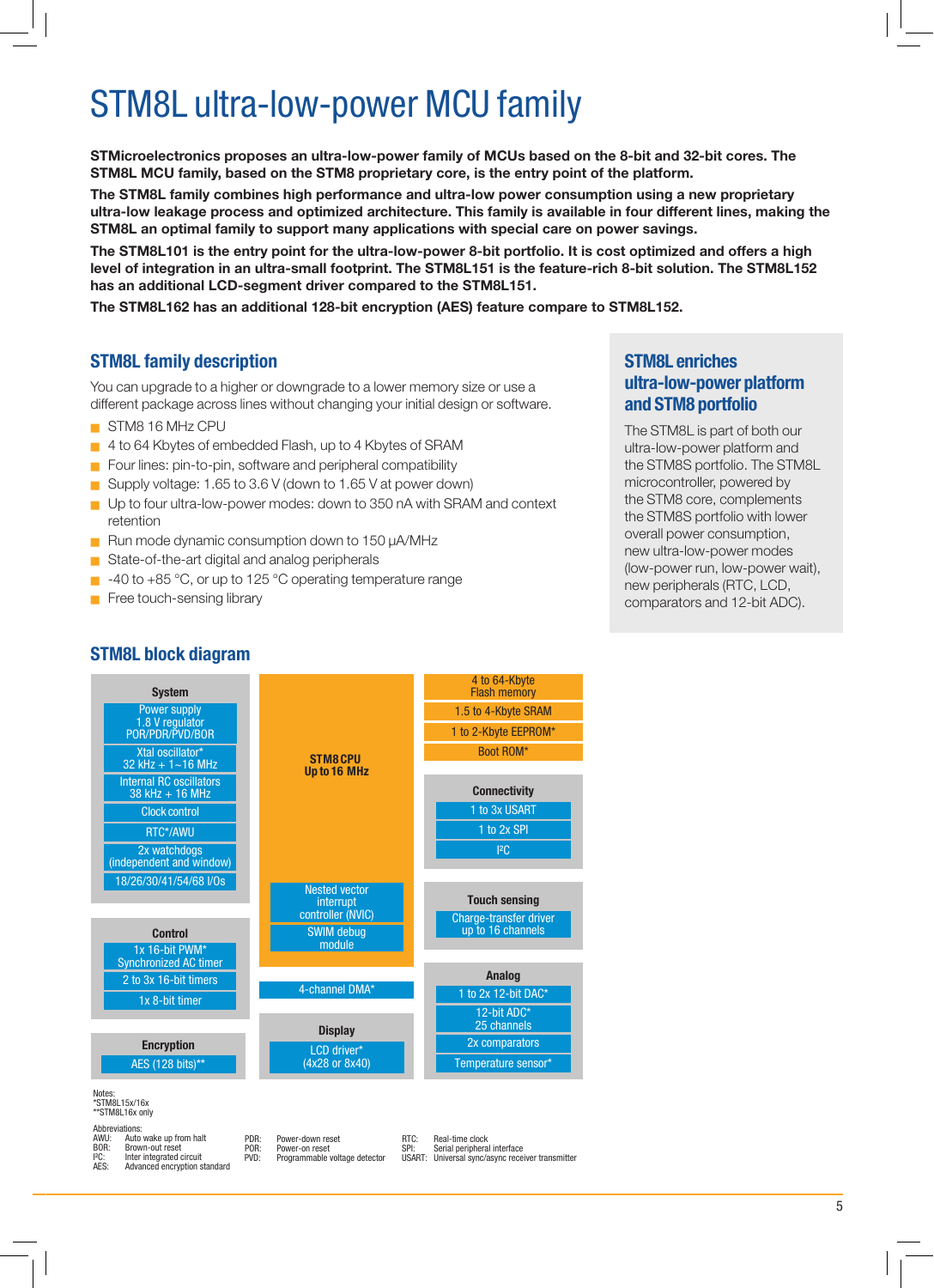# STM8L ultra-low-power MCU family

**STMicroelectronics proposes an ultra-low-power family of MCUs based on the 8-bit and 32-bit cores. The STM8L MCU family, based on the STM8 proprietary core, is the entry point of the platform.**

**The STM8L family combines high performance and ultra-low power consumption using a new proprietary ultra-low leakage process and optimized architecture. This family is available in four different lines, making the STM8L an optimal family to support many applications with special care on power savings.**

**The STM8L101 is the entry point for the ultra-low-power 8-bit portfolio. It is cost optimized and offers a high level of integration in an ultra-small footprint. The STM8L151 is the feature-rich 8-bit solution. The STM8L152 has an additional LCD-segment driver compared to the STM8L151.**

**The STM8L162 has an additional 128-bit encryption (AES) feature compare to STM8L152.**

## STM8L family description

You can upgrade to a higher or downgrade to a lower memory size or use a different package across lines without changing your initial design or software.

- STM8 16 MHz CPU
- 4 to 64 Kbytes of embedded Flash, up to 4 Kbytes of SRAM
- Four lines: pin-to-pin, software and peripheral compatibility
- Supply voltage: 1.65 to 3.6 V (down to 1.65 V at power down)
- Up to four ultra-low-power modes: down to 350 nA with SRAM and context retention
- Run mode dynamic consumption down to 150 µA/MHz
- State-of-the-art digital and analog peripherals
- -40 to +85 °C, or up to 125 °C operating temperature range
- Free touch-sensing library

## STM8L enriches ultra-low-power platform and STM8 portfolio

The STM8L is part of both our ultra-low-power platform and the STM8S portfolio. The STM8L microcontroller, powered by the STM8 core, complements the STM8S portfolio with lower overall power consumption, new ultra-low-power modes (low-power run, low-power wait), new peripherals (RTC, LCD, comparators and 12-bit ADC).

## STM8L block diagram

**System**
- Power supply 1.8 V regulator POR/PDR/PVD/BOR
- Xtal oscillator* 32 kHz + 1~16 MHz
- Internal RC oscillators 38 kHz + 16 MHz
- Clock control
- RTC*/AWU
- 2x watchdogs (independent and window)
- 18/26/30/41/54/68 I/Os

**Control**
- 1x 16-bit PWM* Synchronized AC timer
- 2 to 3x 16-bit timers
- 1x 8-bit timer

**Encryption**
- AES (128 bits)**

**STM8 CPU Up to 16 MHz**
- Nested vector interrupt controller (NVIC)
- SWIM debug module

4-channel DMA*

**Display**
- LCD driver* (4x28 or 8x40)

**Memory**
- 4 to 64-Kbyte Flash memory
- 1.5 to 4-Kbyte SRAM
- 1 to 2-Kbyte EEPROM*
- Boot ROM*

**Connectivity**
- 1 to 3x USART
- 1 to 2x SPI
- I²C

**Touch sensing**
- Charge-transfer driver up to 16 channels

**Analog**
- 1 to 2x 12-bit DAC*
- 12-bit ADC* 25 channels
- 2x comparators
- Temperature sensor*

Notes:
*STM8L15x/16x
**STM8L16x only

Abbreviations:

| | | | | | |
|---|---|---|---|---|---|
| AWU: | Auto wake up from halt | PDR: | Power-down reset | RTC: | Real-time clock |
| BOR: | Brown-out reset | POR: | Power-on reset | SPI: | Serial peripheral interface |
| I²C: | Inter integrated circuit | PVD: | Programmable voltage detector | USART: | Universal sync/async receiver transmitter |
| AES: | Advanced encryption standard | | | | |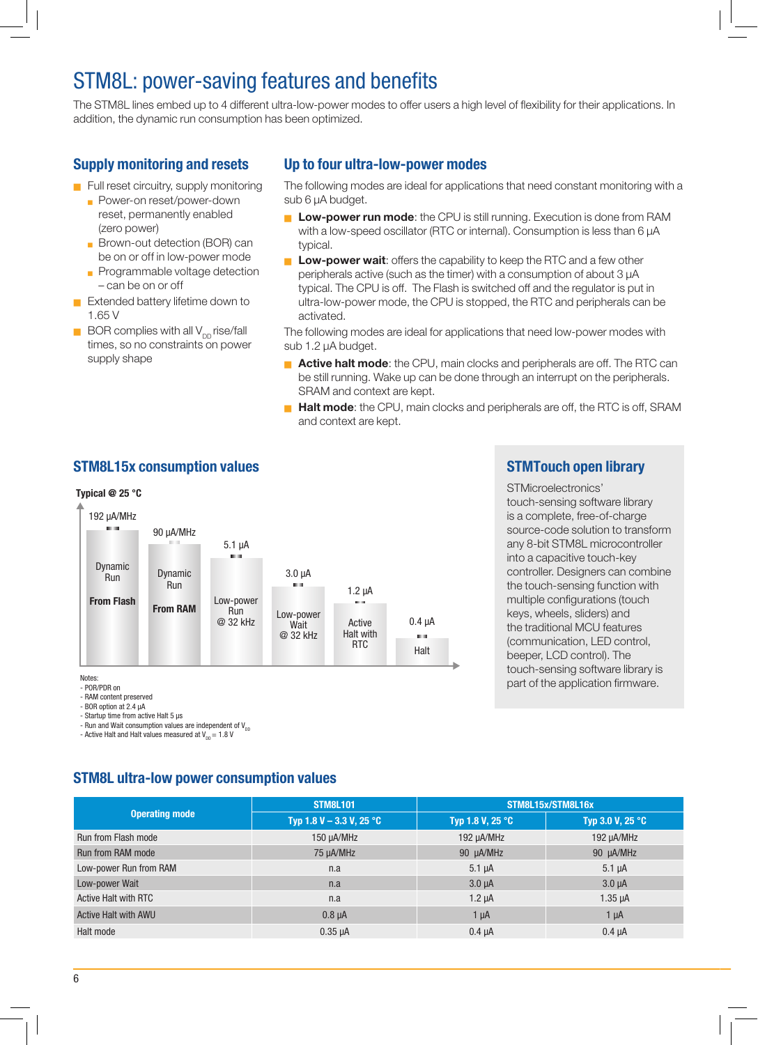# STM8L: power-saving features and benefits

The STM8L lines embed up to 4 different ultra-low-power modes to offer users a high level of flexibility for their applications. In addition, the dynamic run consumption has been optimized.

## Supply monitoring and resets

- Full reset circuitry, supply monitoring
  - Power-on reset/power-down reset, permanently enabled (zero power)
  - Brown-out detection (BOR) can be on or off in low-power mode
  - Programmable voltage detection – can be on or off
- Extended battery lifetime down to 1.65 V
- BOR complies with all $V_{DD}$ rise/fall times, so no constraints on power supply shape

## Up to four ultra-low-power modes

The following modes are ideal for applications that need constant monitoring with a sub 6 µA budget.

- **Low-power run mode**: the CPU is still running. Execution is done from RAM with a low-speed oscillator (RTC or internal). Consumption is less than 6 µA typical.
- **Low-power wait**: offers the capability to keep the RTC and a few other peripherals active (such as the timer) with a consumption of about 3 µA typical. The CPU is off. The Flash is switched off and the regulator is put in ultra-low-power mode, the CPU is stopped, the RTC and peripherals can be activated.

The following modes are ideal for applications that need low-power modes with sub 1.2 µA budget.

- **Active halt mode**: the CPU, main clocks and peripherals are off. The RTC can be still running. Wake up can be done through an interrupt on the peripherals. SRAM and context are kept.
- **Halt mode**: the CPU, main clocks and peripherals are off, the RTC is off, SRAM and context are kept.

## STM8L15x consumption values

Typical @ 25 °C

| Mode | Value |
|---|---|
| Dynamic Run From Flash | 192 µA/MHz |
| Dynamic Run From RAM | 90 µA/MHz |
| Low-power Run @ 32 kHz | 5.1 µA |
| Low-power Wait @ 32 kHz | 3.0 µA |
| Active Halt with RTC | 1.2 µA |
| Halt | 0.4 µA |

Notes:
- POR/PDR on
- RAM content preserved
- BOR option at 2.4 µA
- Startup time from active Halt 5 µs
- Run and Wait consumption values are independent of $V_{DD}$
- Active Halt and Halt values measured at $V_{DD}$ = 1.8 V

## STMTouch open library

STMicroelectronics' touch-sensing software library is a complete, free-of-charge source-code solution to transform any 8-bit STM8L microcontroller into a capacitive touch-key controller. Designers can combine the touch-sensing function with multiple configurations (touch keys, wheels, sliders) and the traditional MCU features (communication, LED control, beeper, LCD control). The touch-sensing software library is part of the application firmware.

## STM8L ultra-low power consumption values

| Operating mode | STM8L101 | STM8L15x/STM8L16x | |
|---|---|---|---|
| | Typ 1.8 V – 3.3 V, 25 °C | Typ 1.8 V, 25 °C | Typ 3.0 V, 25 °C |
| Run from Flash mode | 150 µA/MHz | 192 µA/MHz | 192 µA/MHz |
| Run from RAM mode | 75 µA/MHz | 90 µA/MHz | 90 µA/MHz |
| Low-power Run from RAM | n.a | 5.1 µA | 5.1 µA |
| Low-power Wait | n.a | 3.0 µA | 3.0 µA |
| Active Halt with RTC | n.a | 1.2 µA | 1.35 µA |
| Active Halt with AWU | 0.8 µA | 1 µA | 1 µA |
| Halt mode | 0.35 µA | 0.4 µA | 0.4 µA |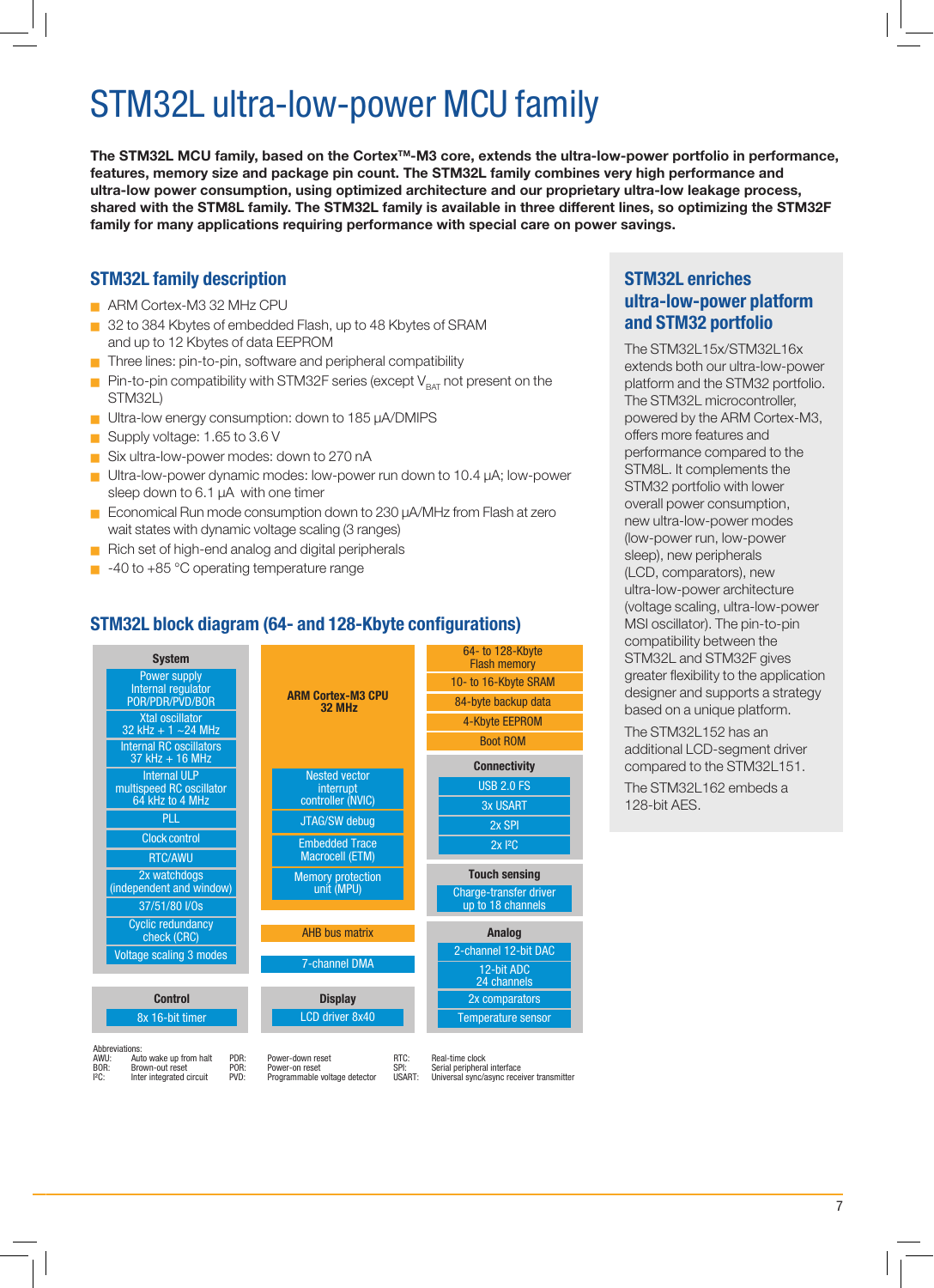# STM32L ultra-low-power MCU family

**The STM32L MCU family, based on the Cortex™-M3 core, extends the ultra-low-power portfolio in performance, features, memory size and package pin count. The STM32L family combines very high performance and ultra-low power consumption, using optimized architecture and our proprietary ultra-low leakage process, shared with the STM8L family. The STM32L family is available in three different lines, so optimizing the STM32F family for many applications requiring performance with special care on power savings.**

## STM32L family description

- ARM Cortex-M3 32 MHz CPU
- 32 to 384 Kbytes of embedded Flash, up to 48 Kbytes of SRAM and up to 12 Kbytes of data EEPROM
- Three lines: pin-to-pin, software and peripheral compatibility
- Pin-to-pin compatibility with STM32F series (except $V_{BAT}$ not present on the STM32L)
- Ultra-low energy consumption: down to 185 µA/DMIPS
- Supply voltage: 1.65 to 3.6 V
- Six ultra-low-power modes: down to 270 nA
- Ultra-low-power dynamic modes: low-power run down to 10.4 µA; low-power sleep down to 6.1 µA with one timer
- Economical Run mode consumption down to 230 µA/MHz from Flash at zero wait states with dynamic voltage scaling (3 ranges)
- Rich set of high-end analog and digital peripherals
- -40 to +85 °C operating temperature range

## STM32L block diagram (64- and 128-Kbyte configurations)

**System**
- Power supply Internal regulator POR/PDR/PVD/BOR
- Xtal oscillator 32 kHz + 1 ~24 MHz
- Internal RC oscillators 37 kHz + 16 MHz
- Internal ULP multispeed RC oscillator 64 kHz to 4 MHz
- PLL
- Clock control
- RTC/AWU
- 2x watchdogs (independent and window)
- 37/51/80 I/Os
- Cyclic redundancy check (CRC)
- Voltage scaling 3 modes

**ARM Cortex-M3 CPU 32 MHz**
- Nested vector interrupt controller (NVIC)
- JTAG/SW debug
- Embedded Trace Macrocell (ETM)
- Memory protection unit (MPU)

AHB bus matrix

7-channel DMA

**Memory**
- 64- to 128-Kbyte Flash memory
- 10- to 16-Kbyte SRAM
- 84-byte backup data
- 4-Kbyte EEPROM
- Boot ROM

**Connectivity**
- USB 2.0 FS
- 3x USART
- 2x SPI
- 2x I²C

**Touch sensing**
- Charge-transfer driver up to 18 channels

**Analog**
- 2-channel 12-bit DAC
- 12-bit ADC 24 channels
- 2x comparators
- Temperature sensor

**Control**
- 8x 16-bit timer

**Display**
- LCD driver 8x40

Abbreviations:

| | | | | | |
|---|---|---|---|---|---|
| AWU: | Auto wake up from halt | PDR: | Power-down reset | RTC: | Real-time clock |
| BOR: | Brown-out reset | POR: | Power-on reset | SPI: | Serial peripheral interface |
| I²C: | Inter integrated circuit | PVD: | Programmable voltage detector | USART: | Universal sync/async receiver transmitter |

## STM32L enriches ultra-low-power platform and STM32 portfolio

The STM32L15x/STM32L16x extends both our ultra-low-power platform and the STM32 portfolio. The STM32L microcontroller, powered by the ARM Cortex-M3, offers more features and performance compared to the STM8L. It complements the STM32 portfolio with lower overall power consumption, new ultra-low-power modes (low-power run, low-power sleep), new peripherals (LCD, comparators), new ultra-low-power architecture (voltage scaling, ultra-low-power MSI oscillator). The pin-to-pin compatibility between the STM32L and STM32F gives greater flexibility to the application designer and supports a strategy based on a unique platform.

The STM32L152 has an additional LCD-segment driver compared to the STM32L151.

The STM32L162 embeds a 128-bit AES.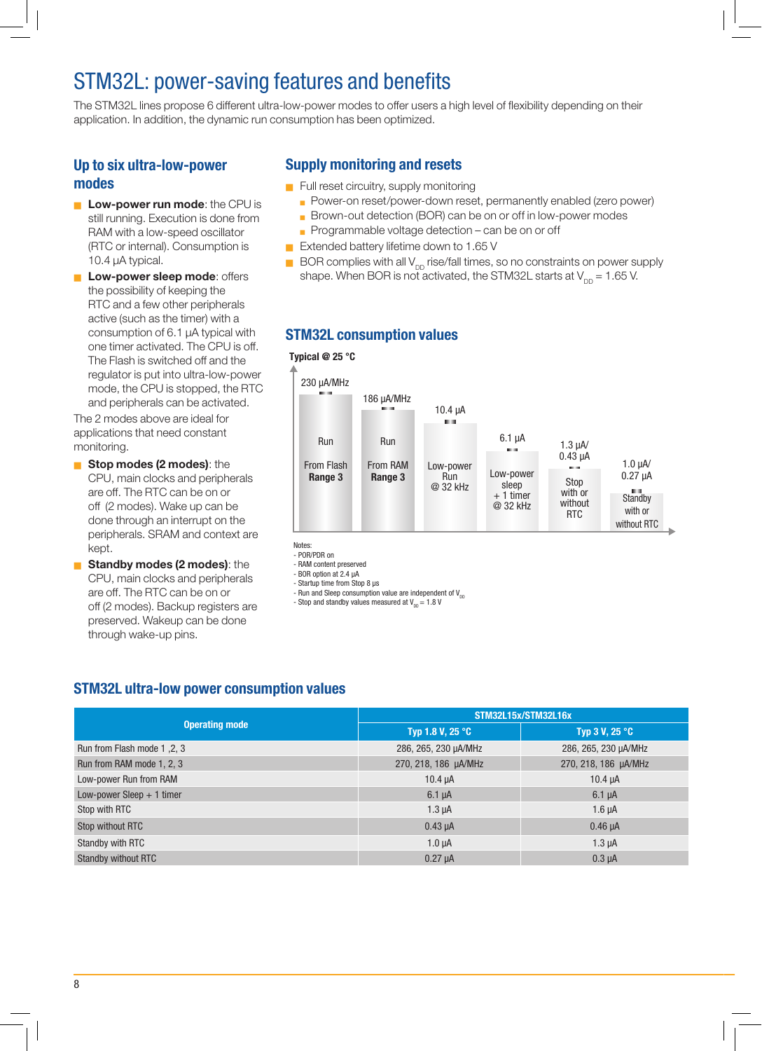# STM32L: power-saving features and benefits

The STM32L lines propose 6 different ultra-low-power modes to offer users a high level of flexibility depending on their application. In addition, the dynamic run consumption has been optimized.

## Up to six ultra-low-power modes

- **Low-power run mode**: the CPU is still running. Execution is done from RAM with a low-speed oscillator (RTC or internal). Consumption is 10.4 µA typical.
- **Low-power sleep mode**: offers the possibility of keeping the RTC and a few other peripherals active (such as the timer) with a consumption of 6.1 µA typical with one timer activated. The CPU is off. The Flash is switched off and the regulator is put into ultra-low-power mode, the CPU is stopped, the RTC and peripherals can be activated.

The 2 modes above are ideal for applications that need constant monitoring.

- **Stop modes (2 modes)**: the CPU, main clocks and peripherals are off. The RTC can be on or off (2 modes). Wake up can be done through an interrupt on the peripherals. SRAM and context are kept.
- **Standby modes (2 modes)**: the CPU, main clocks and peripherals are off. The RTC can be on or off (2 modes). Backup registers are preserved. Wakeup can be done through wake-up pins.

## Supply monitoring and resets

- Full reset circuitry, supply monitoring
  - Power-on reset/power-down reset, permanently enabled (zero power)
  - Brown-out detection (BOR) can be on or off in low-power modes
  - Programmable voltage detection – can be on or off
- Extended battery lifetime down to 1.65 V
- BOR complies with all $V_{DD}$ rise/fall times, so no constraints on power supply shape. When BOR is not activated, the STM32L starts at $V_{DD}$ = 1.65 V.

## STM32L consumption values

Typical @ 25 °C

| Mode | Value |
|---|---|
| Run From Flash Range 3 | 230 µA/MHz |
| Run From RAM Range 3 | 186 µA/MHz |
| Low-power Run @ 32 kHz | 10.4 µA |
| Low-power sleep + 1 timer @ 32 kHz | 6.1 µA |
| Stop with or without RTC | 1.3 µA/ 0.43 µA |
| Standby with or without RTC | 1.0 µA/ 0.27 µA |

Notes:
- POR/PDR on
- RAM content preserved
- BOR option at 2.4 µA
- Startup time from Stop 8 µs
- Run and Sleep consumption value are independent of $V_{DD}$
- Stop and standby values measured at $V_{DD}$ = 1.8 V

## STM32L ultra-low power consumption values

| Operating mode | STM32L15x/STM32L16x | |
|---|---|---|
| | Typ 1.8 V, 25 °C | Typ 3 V, 25 °C |
| Run from Flash mode 1 ,2, 3 | 286, 265, 230 µA/MHz | 286, 265, 230 µA/MHz |
| Run from RAM mode 1, 2, 3 | 270, 218, 186 µA/MHz | 270, 218, 186 µA/MHz |
| Low-power Run from RAM | 10.4 µA | 10.4 µA |
| Low-power Sleep + 1 timer | 6.1 µA | 6.1 µA |
| Stop with RTC | 1.3 µA | 1.6 µA |
| Stop without RTC | 0.43 µA | 0.46 µA |
| Standby with RTC | 1.0 µA | 1.3 µA |
| Standby without RTC | 0.27 µA | 0.3 µA |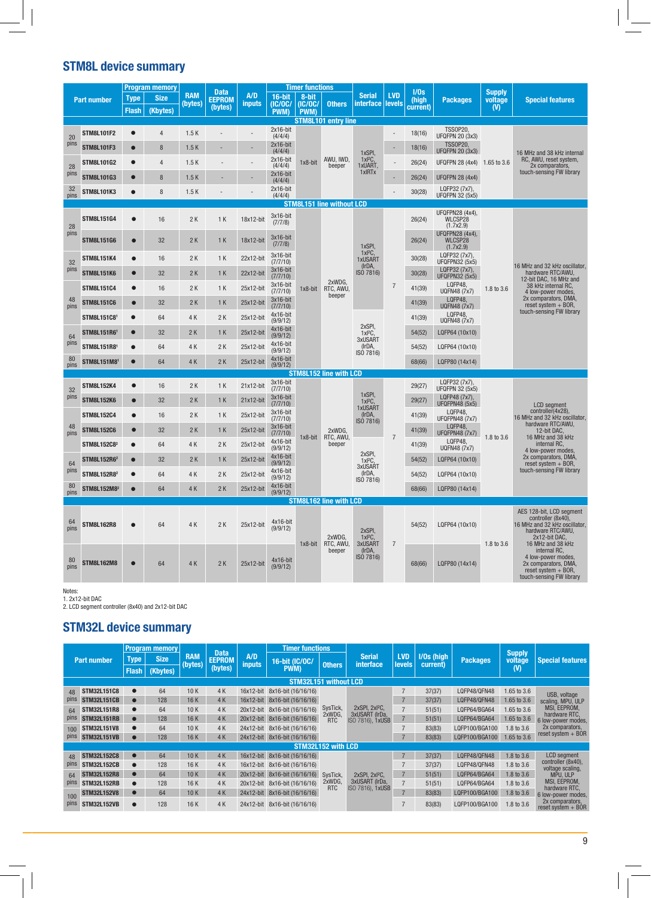# STM8L device summary

| Part number | | Program memory Type Flash | Program memory Size (Kbytes) | RAM (bytes) | Data EEPROM (bytes) | A/D inputs | Timer functions 16-bit (IC/OC/PWM) | Timer functions 8-bit (IC/OC/PWM) | Timer functions Others | Serial interface | LVD levels | I/Os (high current) | Packages | Supply voltage (V) | Special features |
|---|---|---|---|---|---|---|---|---|---|---|---|---|---|---|---|
| **STM8L101 entry line** | | | | | | | | | | | | | | | |
| 20 pins | STM8L101F2 | ● | 4 | 1.5 K | - | - | 2x16-bit (4/4/4) | 1x8-bit | AWU, IWD, beeper | 1xSPI, 1xI²C, 1xUART, 1xIRTx | - | 18(16) | TSSOP20, UFQFPN 20 (3x3) | 1.65 to 3.6 | 16 MHz and 38 kHz internal RC, AWU, reset system, 2x comparators, touch-sensing FW library |
| | STM8L101F3 | ● | 8 | 1.5 K | - | - | 2x16-bit (4/4/4) | | | | - | 18(16) | TSSOP20, UFQFPN 20 (3x3) | | |
| 28 pins | STM8L101G2 | ● | 4 | 1.5 K | - | - | 2x16-bit (4/4/4) | | | | - | 26(24) | UFQFPN 28 (4x4) | | |
| | STM8L101G3 | ● | 8 | 1.5 K | - | - | 2x16-bit (4/4/4) | | | | - | 26(24) | UFQFPN 28 (4x4) | | |
| 32 pins | STM8L101K3 | ● | 8 | 1.5 K | - | - | 2x16-bit (4/4/4) | | | | - | 30(28) | LQFP32 (7x7), UFQFPN 32 (5x5) | | |
| **STM8L151 line without LCD** | | | | | | | | | | | | | | | |
| 28 pins | STM8L151G4 | ● | 16 | 2 K | 1 K | 18x12-bit | 3x16-bit (7/7/8) | 1x8-bit | 2xWDG, RTC, AWU, beeper | 1xSPI, 1xI²C, 1xUSART (IrDA, ISO 7816) | 7 | 26(24) | UFQFPN28 (4x4), WLCSP28 (1.7x2.9) | 1.8 to 3.6 | 16 MHz and 32 kHz oscillator, hardware RTC/AWU, 12-bit DAC, 16 MHz and 38 kHz internal RC, 4 low-power modes, 2x comparators, DMA, reset system + BOR, touch-sensing FW library |
| | STM8L151G6 | ● | 32 | 2 K | 1 K | 18x12-bit | 3x16-bit (7/7/8) | | | | | 26(24) | UFQFPN28 (4x4), WLCSP28 (1.7x2.9) | | |
| 32 pins | STM8L151K4 | ● | 16 | 2 K | 1 K | 22x12-bit | 3x16-bit (7/7/10) | | | | | 30(28) | LQFP32 (7x7), UFQFPN32 (5x5) | | |
| | STM8L151K6 | ● | 32 | 2 K | 1 K | 22x12-bit | 3x16-bit (7/7/10) | | | | | 30(28) | LQFP32 (7x7), UFQFPN32 (5x5) | | |
| 48 pins | STM8L151C4 | ● | 16 | 2 K | 1 K | 25x12-bit | 3x16-bit (7/7/10) | | | | | 41(39) | LQFP48, UQFN48 (7x7) | | |
| | STM8L151C6 | ● | 32 | 2 K | 1 K | 25x12-bit | 3x16-bit (7/7/10) | | | | | 41(39) | LQFP48, UQFN48 (7x7) | | |
| | STM8L151C8[1] | ● | 64 | 4 K | 2 K | 25x12-bit | 4x16-bit (9/9/12) | | | 2xSPI, 1xI²C, 3xUSART (IrDA, ISO 7816) | | 41(39) | LQFP48, UQFN48 (7x7) | | |
| 64 pins | STM8L151R6[1] | ● | 32 | 2 K | 1 K | 25x12-bit | 4x16-bit (9/9/12) | | | | | 54(52) | LQFP64 (10x10) | | |
| | STM8L151R8[1] | ● | 64 | 4 K | 2 K | 25x12-bit | 4x16-bit (9/9/12) | | | | | 54(52) | LQFP64 (10x10) | | |
| 80 pins | STM8L151M8[1] | ● | 64 | 4 K | 2 K | 25x12-bit | 4x16-bit (9/9/12) | | | | | 68(66) | LQFP80 (14x14) | | |
| **STM8L152 line with LCD** | | | | | | | | | | | | | | | |
| 32 pins | STM8L152K4 | ● | 16 | 2 K | 1 K | 21x12-bit | 3x16-bit (7/7/10) | 1x8-bit | 2xWDG, RTC, AWU, beeper | 1xSPI, 1xI²C, 1xUSART (IrDA, ISO 7816) | 7 | 29(27) | LQFP32 (7x7), UFQFPN 32 (5x5) | 1.8 to 3.6 | LCD segment controller(4x28), 16 MHz and 32 kHz oscillator, hardware RTC/AWU, 12-bit DAC, 16 MHz and 38 kHz internal RC, 4 low-power modes, 2x comparators, DMA, reset system + BOR, touch-sensing FW library |
| | STM8L152K6 | ● | 32 | 2 K | 1 K | 21x12-bit | 3x16-bit (7/7/10) | | | | | 29(27) | LQFP48 (7x7), UFQFPN48 (5x5) | | |
| 48 pins | STM8L152C4 | ● | 16 | 2 K | 1 K | 25x12-bit | 3x16-bit (7/7/10) | | | | | 41(39) | LQFP48, UFQFPN48 (7x7) | | |
| | STM8L152C6 | ● | 32 | 2 K | 1 K | 25x12-bit | 3x16-bit (7/7/10) | | | | | 41(39) | LQFP48, UFQFPN48 (7x7) | | |
| | STM8L152C8[2] | ● | 64 | 4 K | 2 K | 25x12-bit | 4x16-bit (9/9/12) | | | 2xSPI, 1xI²C, 3xUSART (IrDA, ISO 7816) | | 41(39) | LQFP48, UQFN48 (7x7) | | |
| 64 pins | STM8L152R6[2] | ● | 32 | 2 K | 1 K | 25x12-bit | 4x16-bit (9/9/12) | | | | | 54(52) | LQFP64 (10x10) | | |
| | STM8L152R8[2] | ● | 64 | 4 K | 2 K | 25x12-bit | 4x16-bit (9/9/12) | | | | | 54(52) | LQFP64 (10x10) | | |
| 80 pins | STM8L152M8[2] | ● | 64 | 4 K | 2 K | 25x12-bit | 4x16-bit (9/9/12) | | | | | 68(66) | LQFP80 (14x14) | | |
| **STM8L162 line with LCD** | | | | | | | | | | | | | | | |
| 64 pins | STM8L162R8 | ● | 64 | 4 K | 2 K | 25x12-bit | 4x16-bit (9/9/12) | 1x8-bit | 2xWDG, RTC, AWU, beeper | 2xSPI, 1xI²C, 3xUSART (IrDA, ISO 7816) | 7 | 54(52) | LQFP64 (10x10) | 1.8 to 3.6 | AES 128-bit, LCD segment controller (8x40), 16 MHz and 32 kHz oscillator, hardware RTC/AWU, 2x12-bit DAC, 16 MHz and 38 kHz internal RC, 4 low-power modes, 2x comparators, DMA, reset system + BOR, touch-sensing FW library |
| 80 pins | STM8L162M8 | ● | 64 | 4 K | 2 K | 25x12-bit | 4x16-bit (9/9/12) | | | | | 68(66) | LQFP80 (14x14) | | |

Notes:
1. 2x12-bit DAC
2. LCD segment controller (8x40) and 2x12-bit DAC

# STM32L device summary

| Part number | | Program memory Type Flash | Program memory Size (Kbytes) | RAM (bytes) | Data EEPROM (bytes) | A/D inputs | Timer functions 16-bit (IC/OC/PWM) | Timer functions Others | Serial interface | LVD levels | I/Os (high current) | Packages | Supply voltage (V) | Special features |
|---|---|---|---|---|---|---|---|---|---|---|---|---|---|---|
| **STM32L151 without LCD** | | | | | | | | | | | | | | |
| 48 pins | STM32L151C8 | ● | 64 | 10 K | 4 K | 16x12-bit | 8x16-bit (16/16/16) | SysTick, 2xWDG, RTC | 2xSPI, 2xI²C, 3xUSART (IrDA, ISO 7816), 1xUSB | 7 | 37(37) | LQFP48/QFN48 | 1.65 to 3.6 | USB, voltage scaling, MPU, ULP MSI, EEPROM, hardware RTC, 6 low-power modes, 2x comparators, reset system + BOR |
| | STM32L151CB | ● | 128 | 16 K | 4 K | 16x12-bit | 8x16-bit (16/16/16) | | | 7 | 37(37) | LQFP48/QFN48 | 1.65 to 3.6 | |
| 64 pins | STM32L151R8 | ● | 64 | 10 K | 4 K | 20x12-bit | 8x16-bit (16/16/16) | | | 7 | 51(51) | LQFP64/BGA64 | 1.65 to 3.6 | |
| | STM32L151RB | ● | 128 | 16 K | 4 K | 20x12-bit | 8x16-bit (16/16/16) | | | 7 | 51(51) | LQFP64/BGA64 | 1.65 to 3.6 | |
| 100 pins | STM32L151V8 | ● | 64 | 10 K | 4 K | 24x12-bit | 8x16-bit (16/16/16) | | | 7 | 83(83) | LQFP100/BGA100 | 1.8 to 3.6 | |
| | STM32L151VB | ● | 128 | 16 K | 4 K | 24x12-bit | 8x16-bit (16/16/16) | | | 7 | 83(83) | LQFP100/BGA100 | 1.65 to 3.6 | |
| **STM32L152 with LCD** | | | | | | | | | | | | | | |
| 48 pins | STM32L152C8 | ● | 64 | 10 K | 4 K | 16x12-bit | 8x16-bit (16/16/16) | SysTick, 2xWDG, RTC | 2xSPI, 2xI²C, 3xUSART (IrDA, ISO 7816), 1xUSB | 7 | 37(37) | LQFP48/QFN48 | 1.8 to 3.6 | LCD segment controller (8x40), voltage scaling, MPU, ULP MSI, EEPROM, hardware RTC, 6 low-power modes, 2x comparators, reset system + BOR |
| | STM32L152CB | ● | 128 | 16 K | 4 K | 16x12-bit | 8x16-bit (16/16/16) | | | 7 | 37(37) | LQFP48/QFN48 | 1.8 to 3.6 | |
| 64 pins | STM32L152R8 | ● | 64 | 10 K | 4 K | 20x12-bit | 8x16-bit (16/16/16) | | | 7 | 51(51) | LQFP64/BGA64 | 1.8 to 3.6 | |
| | STM32L152RB | ● | 128 | 16 K | 4 K | 20x12-bit | 8x16-bit (16/16/16) | | | 7 | 51(51) | LQFP64/BGA64 | 1.8 to 3.6 | |
| 100 pins | STM32L152V8 | ● | 64 | 10 K | 4 K | 24x12-bit | 8x16-bit (16/16/16) | | | 7 | 83(83) | LQFP100/BGA100 | 1.8 to 3.6 | |
| | STM32L152VB | ● | 128 | 16 K | 4 K | 24x12-bit | 8x16-bit (16/16/16) | | | 7 | 83(83) | LQFP100/BGA100 | 1.8 to 3.6 | |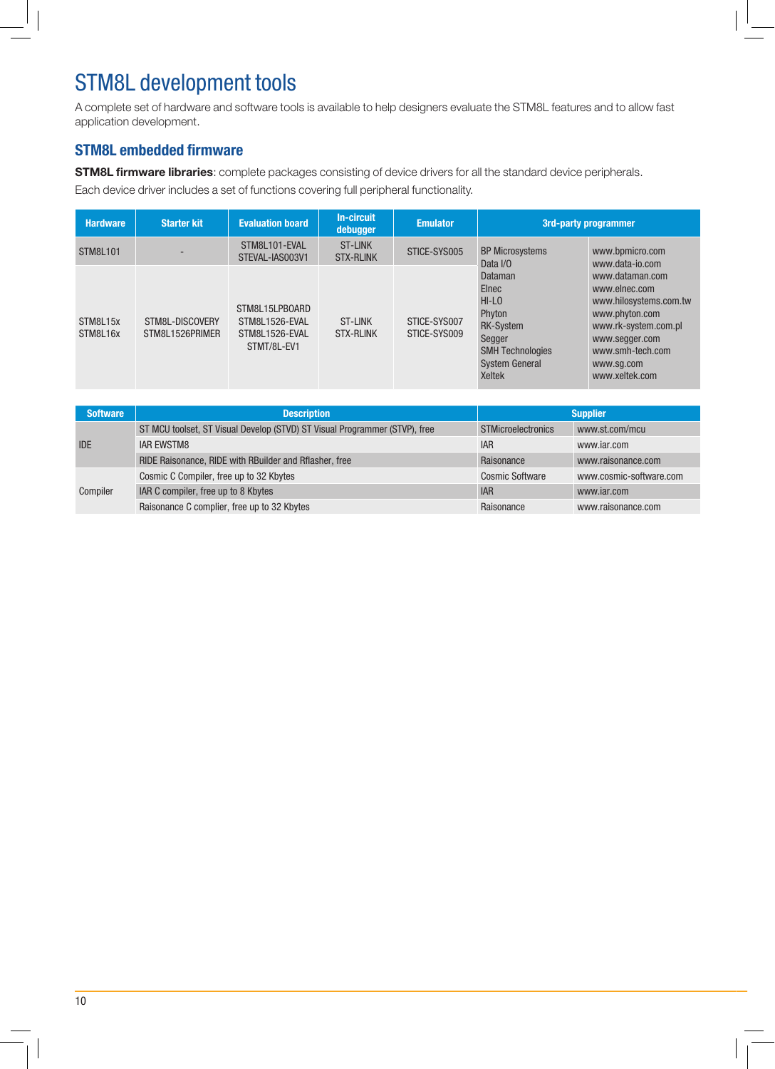# STM8L development tools

A complete set of hardware and software tools is available to help designers evaluate the STM8L features and to allow fast application development.

## STM8L embedded firmware

**STM8L firmware libraries**: complete packages consisting of device drivers for all the standard device peripherals.

Each device driver includes a set of functions covering full peripheral functionality.

| Hardware | Starter kit | Evaluation board | In-circuit debugger | Emulator | 3rd-party programmer | |
|---|---|---|---|---|---|---|
| STM8L101 | - | STM8L101-EVAL<br>STEVAL-IAS003V1 | ST-LINK<br>STX-RLINK | STICE-SYS005 | BP Microsystems<br>Data I/O<br>Dataman<br>Elnec<br>HI-LO<br>Phyton<br>RK-System<br>Segger<br>SMH Technologies<br>System General<br>Xeltek | www.bpmicro.com<br>www.data-io.com<br>www.dataman.com<br>www.elnec.com<br>www.hilosystems.com.tw<br>www.phyton.com<br>www.rk-system.com.pl<br>www.segger.com<br>www.smh-tech.com<br>www.sg.com<br>www.xeltek.com |
| STM8L15x<br>STM8L16x | STM8L-DISCOVERY<br>STM8L1526PRIMER | STM8L15LPBOARD<br>STM8L1526-EVAL<br>STM8L1526-EVAL<br>STMT/8L-EV1 | ST-LINK<br>STX-RLINK | STICE-SYS007<br>STICE-SYS009 | | |

| Software | Description | Supplier | |
|---|---|---|---|
| IDE | ST MCU toolset, ST Visual Develop (STVD) ST Visual Programmer (STVP), free | STMicroelectronics | www.st.com/mcu |
| | IAR EWSTM8 | IAR | www.iar.com |
| | RIDE Raisonance, RIDE with RBuilder and Rflasher, free | Raisonance | www.raisonance.com |
| Compiler | Cosmic C Compiler, free up to 32 Kbytes | Cosmic Software | www.cosmic-software.com |
| | IAR C compiler, free up to 8 Kbytes | IAR | www.iar.com |
| | Raisonance C complier, free up to 32 Kbytes | Raisonance | www.raisonance.com |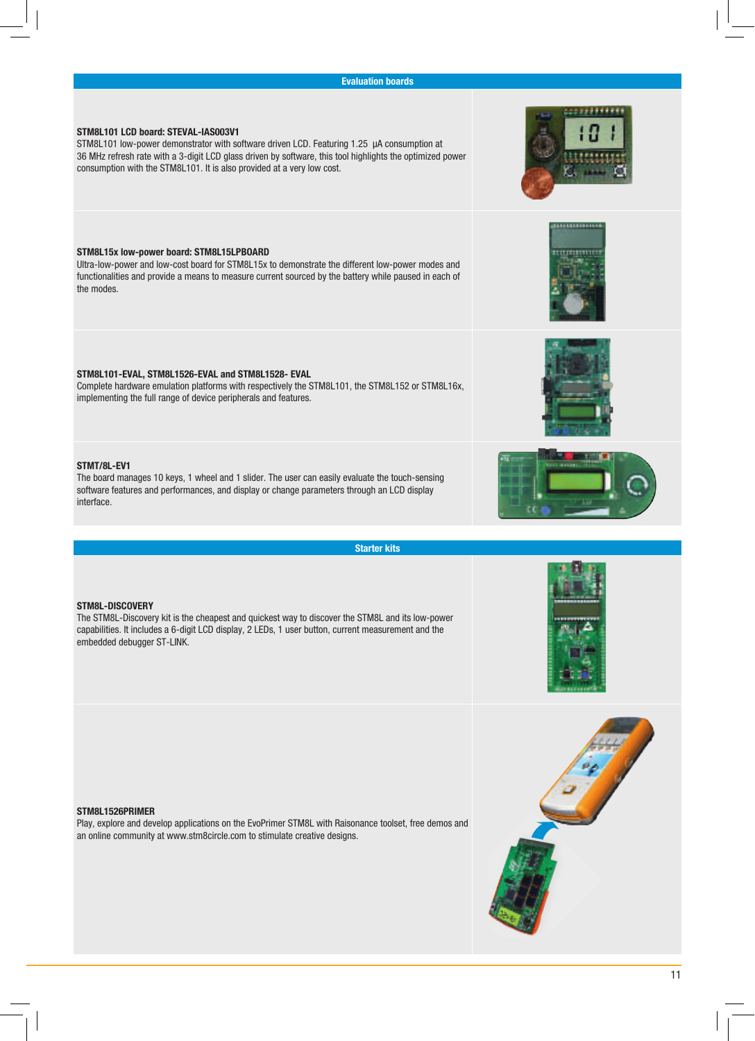## Evaluation boards

**STM8L101 LCD board: STEVAL-IAS003V1**
STM8L101 low-power demonstrator with software driven LCD. Featuring 1.25 µA consumption at 36 MHz refresh rate with a 3-digit LCD glass driven by software, this tool highlights the optimized power consumption with the STM8L101. It is also provided at a very low cost.

**STM8L15x low-power board: STM8L15LPBOARD**
Ultra-low-power and low-cost board for STM8L15x to demonstrate the different low-power modes and functionalities and provide a means to measure current sourced by the battery while paused in each of the modes.

**STM8L101-EVAL, STM8L1526-EVAL and STM8L1528- EVAL**
Complete hardware emulation platforms with respectively the STM8L101, the STM8L152 or STM8L16x, implementing the full range of device peripherals and features.

**STMT/8L-EV1**
The board manages 10 keys, 1 wheel and 1 slider. The user can easily evaluate the touch-sensing software features and performances, and display or change parameters through an LCD display interface.

## Starter kits

**STM8L-DISCOVERY**
The STM8L-Discovery kit is the cheapest and quickest way to discover the STM8L and its low-power capabilities. It includes a 6-digit LCD display, 2 LEDs, 1 user button, current measurement and the embedded debugger ST-LINK.

**STM8L1526PRIMER**
Play, explore and develop applications on the EvoPrimer STM8L with Raisonance toolset, free demos and an online community at www.stm8circle.com to stimulate creative designs.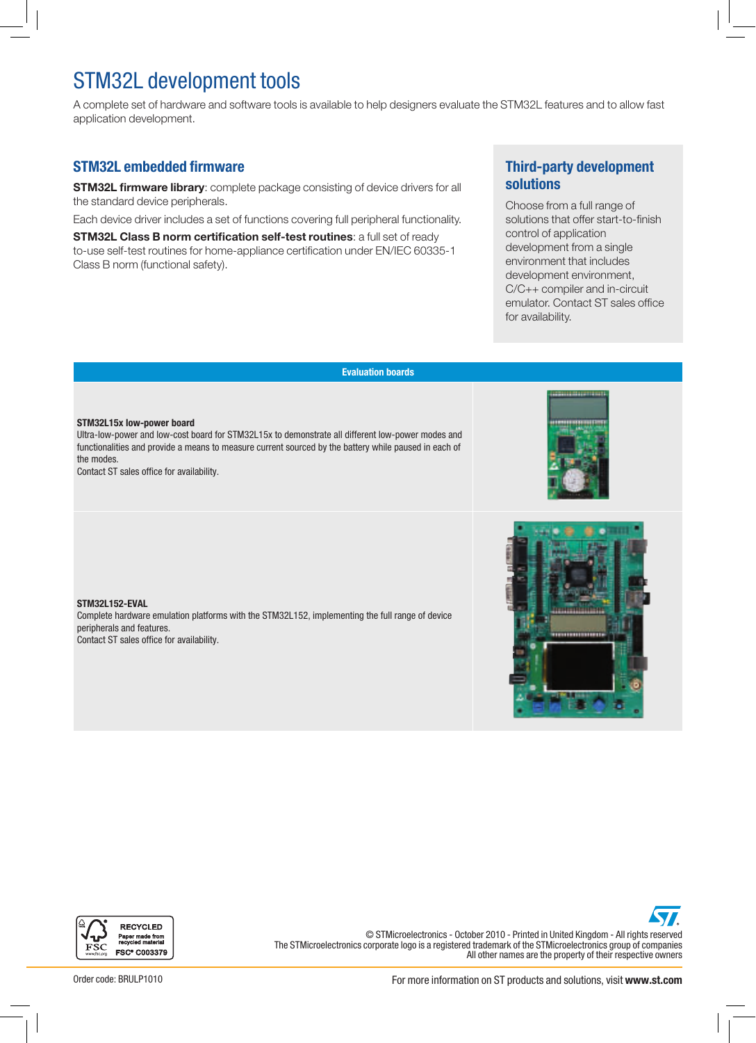# STM32L development tools

A complete set of hardware and software tools is available to help designers evaluate the STM32L features and to allow fast application development.

## STM32L embedded firmware

**STM32L firmware library**: complete package consisting of device drivers for all the standard device peripherals.

Each device driver includes a set of functions covering full peripheral functionality.

**STM32L Class B norm certification self-test routines**: a full set of ready to-use self-test routines for home-appliance certification under EN/IEC 60335-1 Class B norm (functional safety).

## Third-party development solutions

Choose from a full range of solutions that offer start-to-finish control of application development from a single environment that includes development environment, C/C++ compiler and in-circuit emulator. Contact ST sales office for availability.

| Evaluation boards | |
|---|---|
| **STM32L15x low-power board**<br>Ultra-low-power and low-cost board for STM32L15x to demonstrate all different low-power modes and functionalities and provide a means to measure current sourced by the battery while paused in each of the modes.<br>Contact ST sales office for availability. | |
| **STM32L152-EVAL**<br>Complete hardware emulation platforms with the STM32L152, implementing the full range of device peripherals and features.<br>Contact ST sales office for availability. | |

RECYCLED
Paper made from recycled material
FSC® C003379

© STMicroelectronics - October 2010 - Printed in United Kingdom - All rights reserved
The STMicroelectronics corporate logo is a registered trademark of the STMicroelectronics group of companies
All other names are the property of their respective owners

Order code: BRULP1010

For more information on ST products and solutions, visit **www.st.com**